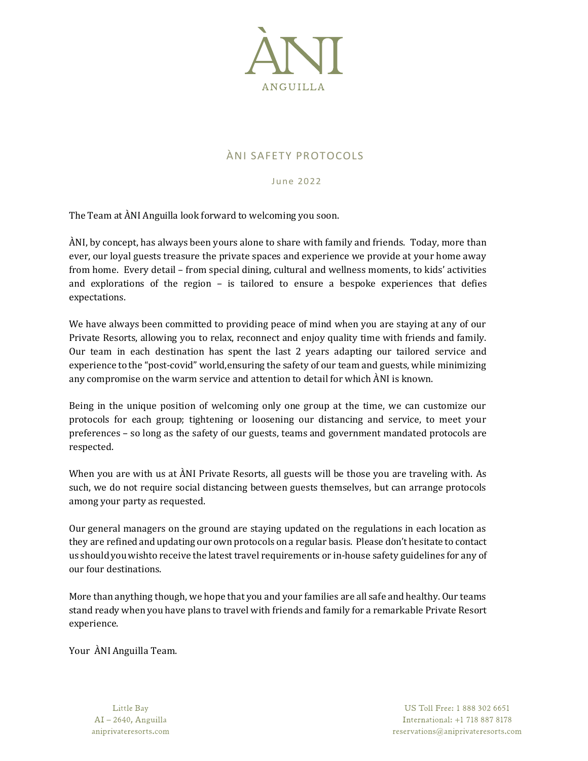# ÀNI

ANGUILLA

## ÀNI SAFETY PROTOCOLS

June 2022

The Team at ÀNI Anguilla look forward to welcoming you soon.

ÀNI, by concept, has always been yours alone to share with family and friends. Today, more than ever, our loyal guests treasure the private spaces and experience we provide at your home away from home. Every detail – from special dining, cultural and wellness moments, to kids' activities and explorations of the region – is tailored to ensure a bespoke experiences that defies expectations.

We have always been committed to providing peace of mind when you are staying at any of our Private Resorts, allowing you to relax, reconnect and enjoy quality time with friends and family. Our team in each destination has spent the last 2 years adapting our tailored service and experience to the "post-covid" world,ensuring the safety of our team and guests, while minimizing any compromise on the warm service and attention to detail for which ÀNI is known.

Being in the unique position of welcoming only one group at the time, we can customize our protocols for each group; tightening or loosening our distancing and service, to meet your preferences – so long as the safety of our guests, teams and government mandated protocols are respected.

When you are with us at ÀNI Private Resorts, all guests will be those you are traveling with. As such, we do not require social distancing between guests themselves, but can arrange protocols among your party as requested.

Our general managers on the ground are staying updated on the regulations in each location as they are refined and updating our own protocols on a regular basis. Please don't hesitate to contact us should you wishto receive the latest travel requirements or in-house safety guidelines for any of our four destinations.

More than anything though, we hope that you and your families are all safe and healthy. Our teams stand ready when you have plans to travel with friends and family for a remarkable Private Resort experience.

Your ÀNI Anguilla Team.

Little Bay
AI – 2640, Anguilla
aniprivateresorts.com

US Toll Free: 1 888 302 6651
International: +1 718 887 8178
reservations@aniprivateresorts.com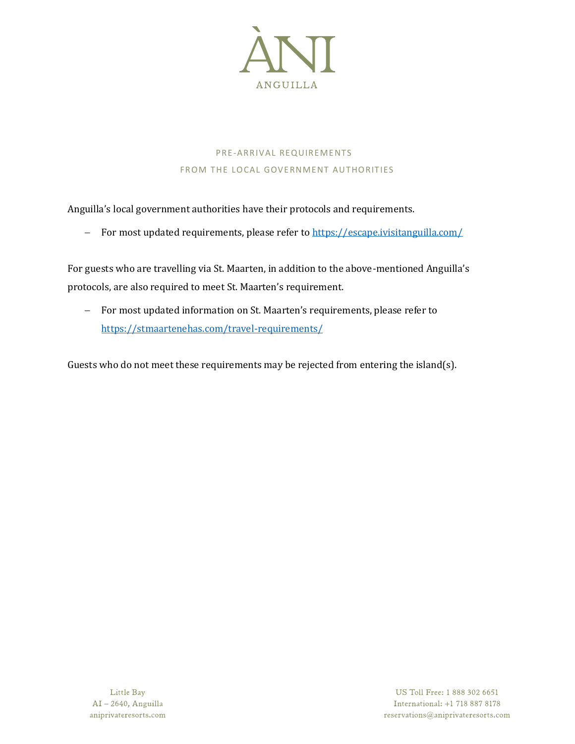# ÀNI
ANGUILLA

## PRE-ARRIVAL REQUIREMENTS
## FROM THE LOCAL GOVERNMENT AUTHORITIES

Anguilla's local government authorities have their protocols and requirements.

- For most updated requirements, please refer to [https://escape.ivisitanguilla.com/](https://escape.ivisitanguilla.com/)

For guests who are travelling via St. Maarten, in addition to the above-mentioned Anguilla's protocols, are also required to meet St. Maarten's requirement.

- For most updated information on St. Maarten's requirements, please refer to [https://stmaartenehas.com/travel-requirements/](https://stmaartenehas.com/travel-requirements/)

Guests who do not meet these requirements may be rejected from entering the island(s).

Little Bay
AI – 2640, Anguilla
aniprivateresorts.com

US Toll Free: 1 888 302 6651
International: +1 718 887 8178
reservations@aniprivateresorts.com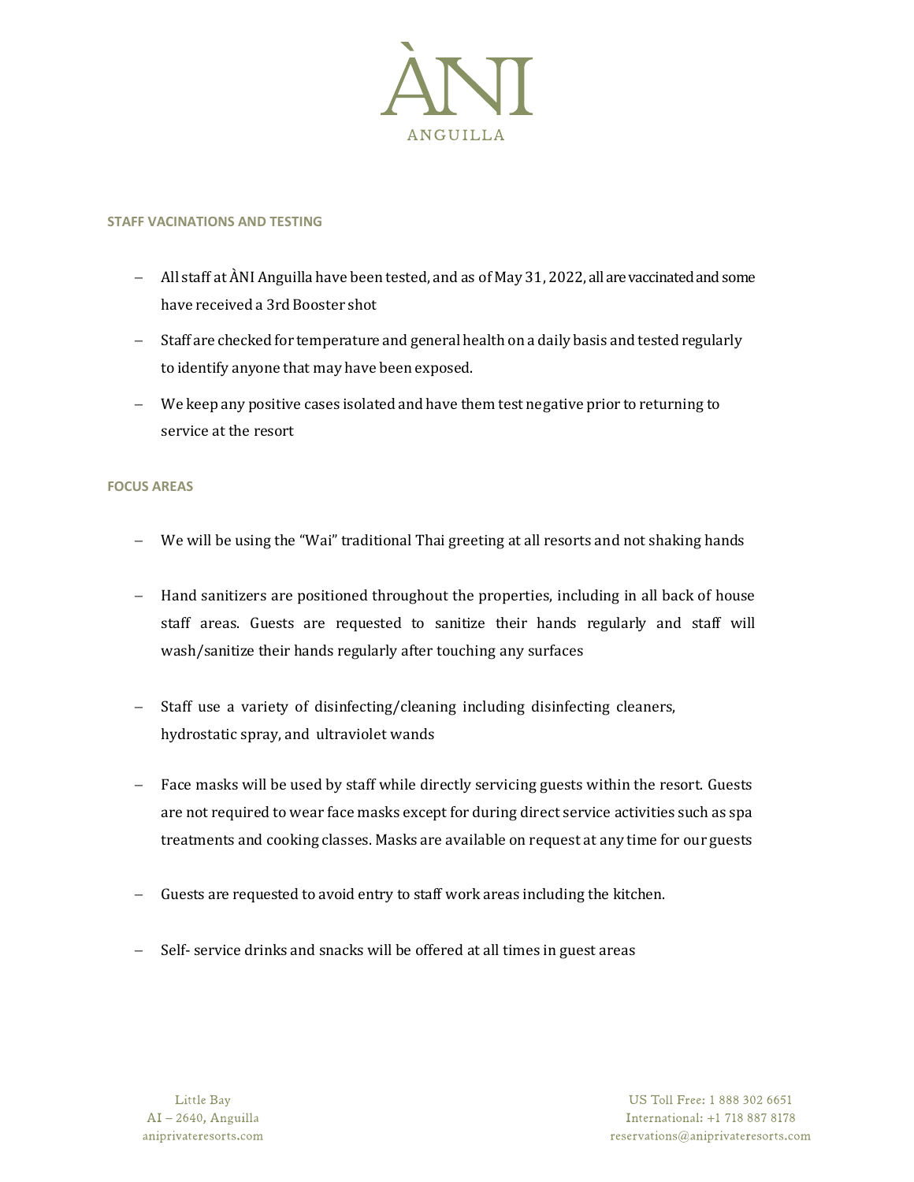## STAFF VACINATIONS AND TESTING

- All staff at ÀNI Anguilla have been tested, and as of May 31, 2022, all are vaccinated and some have received a 3rd Booster shot
- Staff are checked for temperature and general health on a daily basis and tested regularly to identify anyone that may have been exposed.
- We keep any positive cases isolated and have them test negative prior to returning to service at the resort

## FOCUS AREAS

- We will be using the "Wai" traditional Thai greeting at all resorts and not shaking hands
- Hand sanitizers are positioned throughout the properties, including in all back of house staff areas. Guests are requested to sanitize their hands regularly and staff will wash/sanitize their hands regularly after touching any surfaces
- Staff use a variety of disinfecting/cleaning including disinfecting cleaners, hydrostatic spray, and ultraviolet wands
- Face masks will be used by staff while directly servicing guests within the resort. Guests are not required to wear face masks except for during direct service activities such as spa treatments and cooking classes. Masks are available on request at any time for our guests
- Guests are requested to avoid entry to staff work areas including the kitchen.
- Self- service drinks and snacks will be offered at all times in guest areas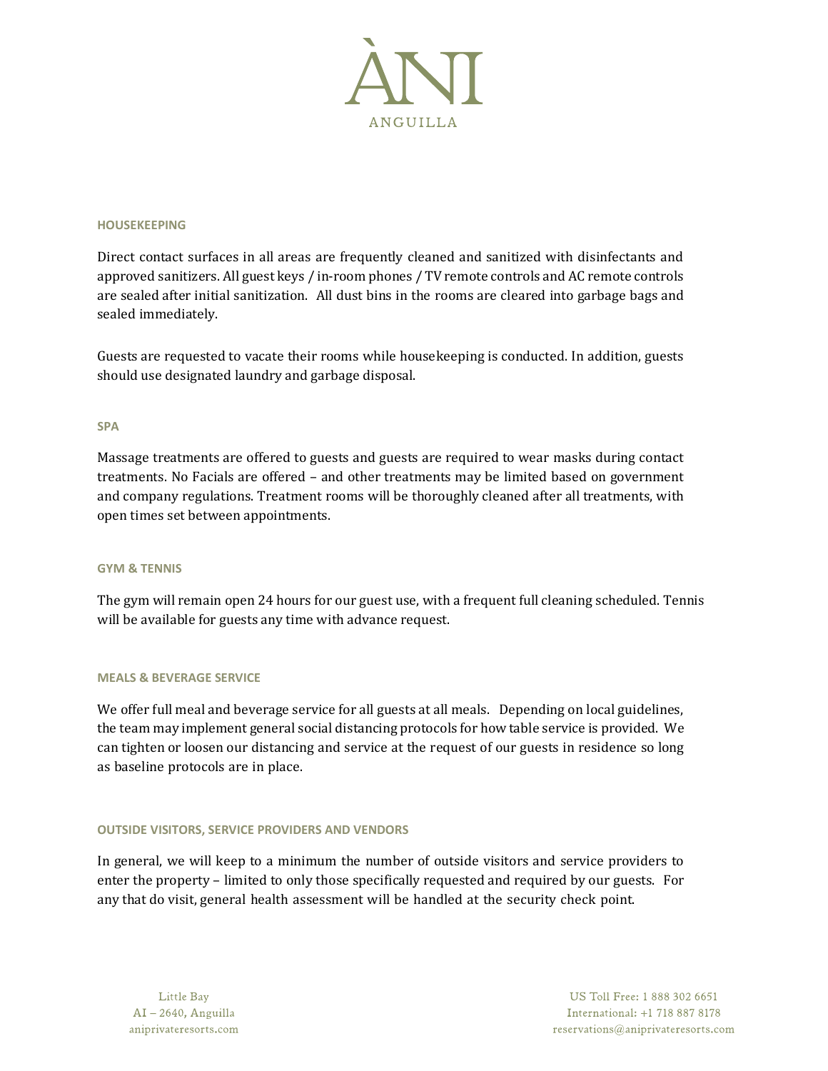## HOUSEKEEPING

Direct contact surfaces in all areas are frequently cleaned and sanitized with disinfectants and approved sanitizers. All guest keys / in-room phones / TV remote controls and AC remote controls are sealed after initial sanitization. All dust bins in the rooms are cleared into garbage bags and sealed immediately.

Guests are requested to vacate their rooms while housekeeping is conducted. In addition, guests should use designated laundry and garbage disposal.

## SPA

Massage treatments are offered to guests and guests are required to wear masks during contact treatments. No Facials are offered – and other treatments may be limited based on government and company regulations. Treatment rooms will be thoroughly cleaned after all treatments, with open times set between appointments.

## GYM & TENNIS

The gym will remain open 24 hours for our guest use, with a frequent full cleaning scheduled. Tennis will be available for guests any time with advance request.

## MEALS & BEVERAGE SERVICE

We offer full meal and beverage service for all guests at all meals. Depending on local guidelines, the team may implement general social distancing protocols for how table service is provided. We can tighten or loosen our distancing and service at the request of our guests in residence so long as baseline protocols are in place.

## OUTSIDE VISITORS, SERVICE PROVIDERS AND VENDORS

In general, we will keep to a minimum the number of outside visitors and service providers to enter the property – limited to only those specifically requested and required by our guests. For any that do visit, general health assessment will be handled at the security check point.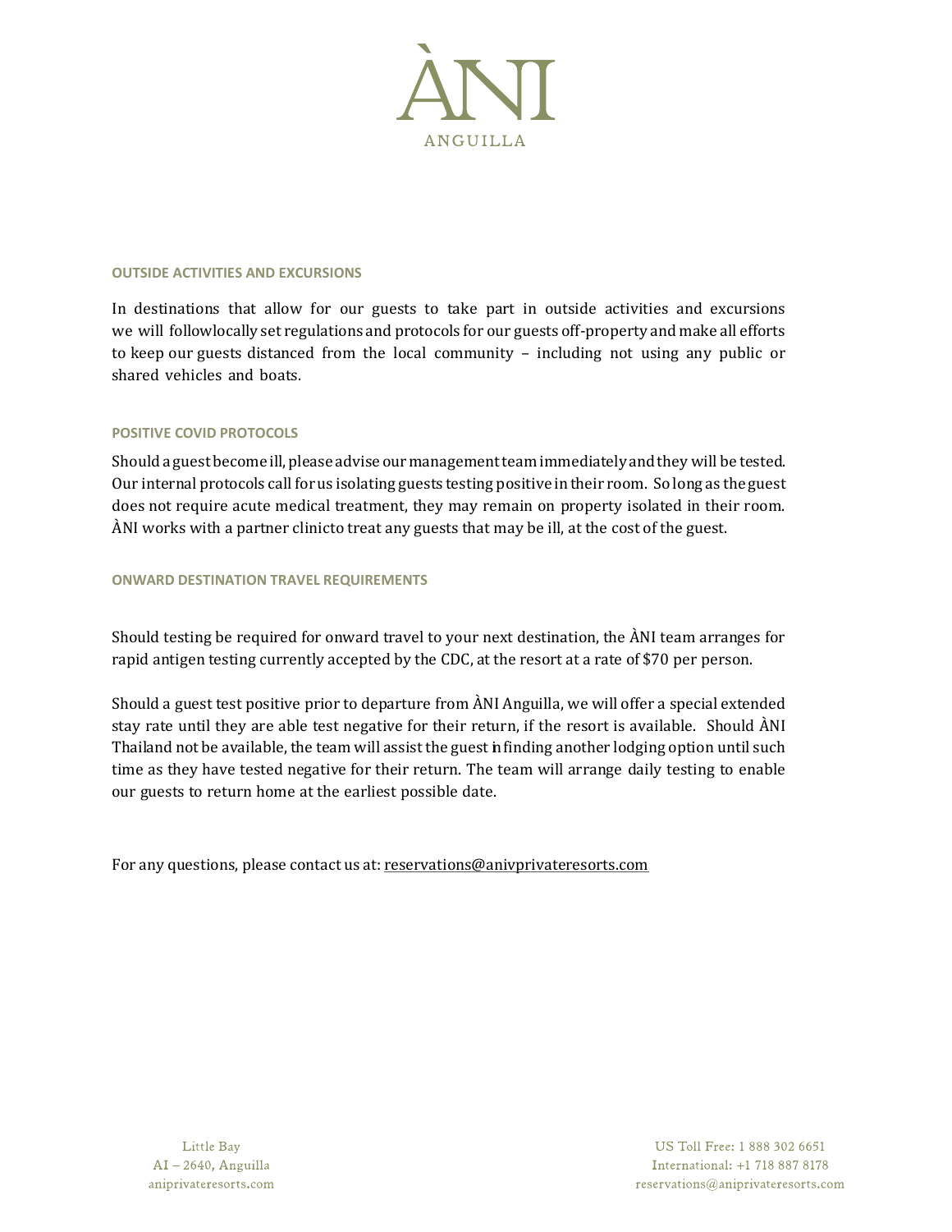## OUTSIDE ACTIVITIES AND EXCURSIONS

In destinations that allow for our guests to take part in outside activities and excursions we will followlocally set regulations and protocols for our guests off-property and make all efforts to keep our guests distanced from the local community – including not using any public or shared vehicles and boats.

## POSITIVE COVID PROTOCOLS

Should a guest become ill, please advise our management team immediately and they will be tested. Our internal protocols call for us isolating guests testing positive in their room. So long as the guest does not require acute medical treatment, they may remain on property isolated in their room. ÀNI works with a partner clinicto treat any guests that may be ill, at the cost of the guest.

## ONWARD DESTINATION TRAVEL REQUIREMENTS

Should testing be required for onward travel to your next destination, the ÀNI team arranges for rapid antigen testing currently accepted by the CDC, at the resort at a rate of $70 per person.

Should a guest test positive prior to departure from ÀNI Anguilla, we will offer a special extended stay rate until they are able test negative for their return, if the resort is available. Should ÀNI Thailand not be available, the team will assist the guest in finding another lodging option until such time as they have tested negative for their return. The team will arrange daily testing to enable our guests to return home at the earliest possible date.

For any questions, please contact us at: reservations@anivprivateresorts.com